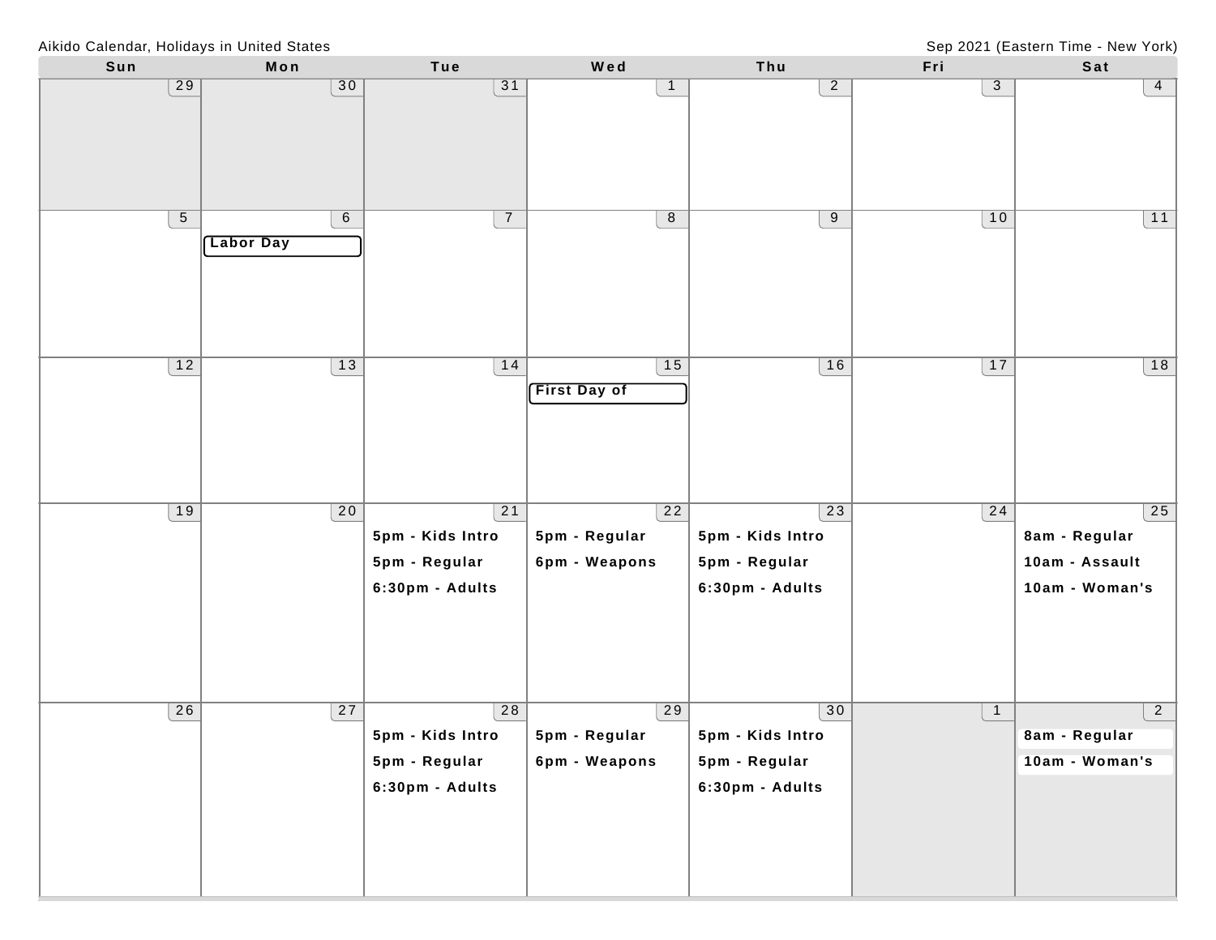Aikido Calendar, Holidays in United States

Sep 2021 (Eastern Time - New York)

| Sun | Mon | Tue | Wed | Thu | Fri | Sat |
|---|---|---|---|---|---|---|
| 29 | 30 | 31 | 1 | 2 | 3 | 4 |
| 5 | 6<br>**Labor Day** | 7 | 8 | 9 | 10 | 11 |
| 12 | 13 | 14 | 15<br>**First Day of** | 16 | 17 | 18 |
| 19 | 20 | 21<br>**5pm - Kids Intro**<br>**5pm - Regular**<br>**6:30pm - Adults** | 22<br>**5pm - Regular**<br>**6pm - Weapons** | 23<br>**5pm - Kids Intro**<br>**5pm - Regular**<br>**6:30pm - Adults** | 24 | 25<br>**8am - Regular**<br>**10am - Assault**<br>**10am - Woman's** |
| 26 | 27 | 28<br>**5pm - Kids Intro**<br>**5pm - Regular**<br>**6:30pm - Adults** | 29<br>**5pm - Regular**<br>**6pm - Weapons** | 30<br>**5pm - Kids Intro**<br>**5pm - Regular**<br>**6:30pm - Adults** | 1 | 2<br>**8am - Regular**<br>**10am - Woman's** |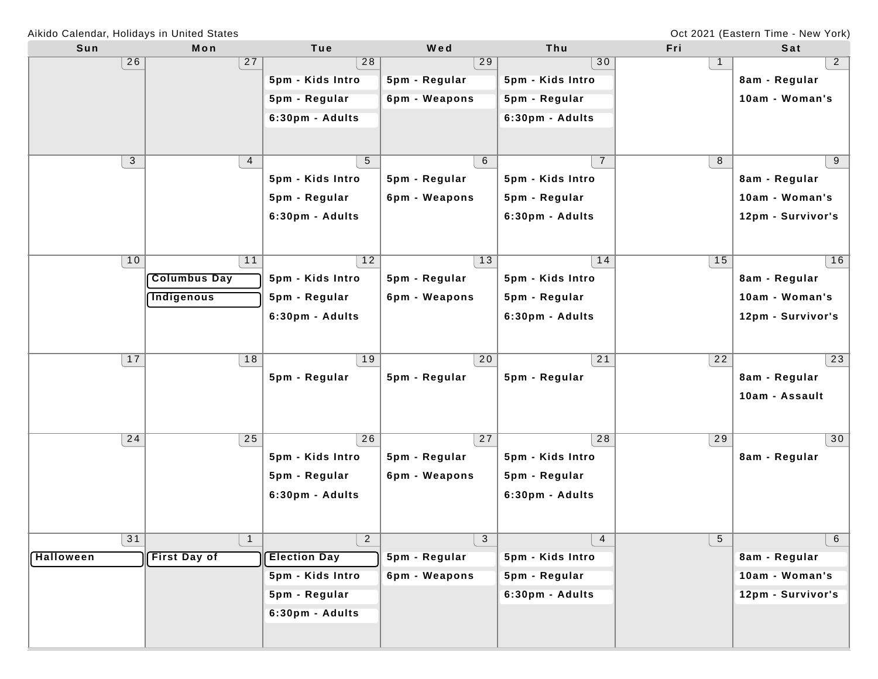Aikido Calendar, Holidays in United States

Oct 2021 (Eastern Time - New York)

| Sun | Mon | Tue | Wed | Thu | Fri | Sat |
|---|---|---|---|---|---|---|
| 26 | 27 | 28<br>5pm - Kids Intro<br>5pm - Regular<br>6:30pm - Adults | 29<br>5pm - Regular<br>6pm - Weapons | 30<br>5pm - Kids Intro<br>5pm - Regular<br>6:30pm - Adults | 1 | 2<br>8am - Regular<br>10am - Woman's |
| 3 | 4 | 5<br>5pm - Kids Intro<br>5pm - Regular<br>6:30pm - Adults | 6<br>5pm - Regular<br>6pm - Weapons | 7<br>5pm - Kids Intro<br>5pm - Regular<br>6:30pm - Adults | 8 | 9<br>8am - Regular<br>10am - Woman's<br>12pm - Survivor's |
| 10 | 11<br>Columbus Day<br>Indigenous | 12<br>5pm - Kids Intro<br>5pm - Regular<br>6:30pm - Adults | 13<br>5pm - Regular<br>6pm - Weapons | 14<br>5pm - Kids Intro<br>5pm - Regular<br>6:30pm - Adults | 15 | 16<br>8am - Regular<br>10am - Woman's<br>12pm - Survivor's |
| 17 | 18 | 19<br>5pm - Regular | 20<br>5pm - Regular | 21<br>5pm - Regular | 22 | 23<br>8am - Regular<br>10am - Assault |
| 24 | 25 | 26<br>5pm - Kids Intro<br>5pm - Regular<br>6:30pm - Adults | 27<br>5pm - Regular<br>6pm - Weapons | 28<br>5pm - Kids Intro<br>5pm - Regular<br>6:30pm - Adults | 29 | 30<br>8am - Regular |
| 31<br>Halloween | 1<br>First Day of | 2<br>Election Day<br>5pm - Kids Intro<br>5pm - Regular<br>6:30pm - Adults | 3<br>5pm - Regular<br>6pm - Weapons | 4<br>5pm - Kids Intro<br>5pm - Regular<br>6:30pm - Adults | 5 | 6<br>8am - Regular<br>10am - Woman's<br>12pm - Survivor's |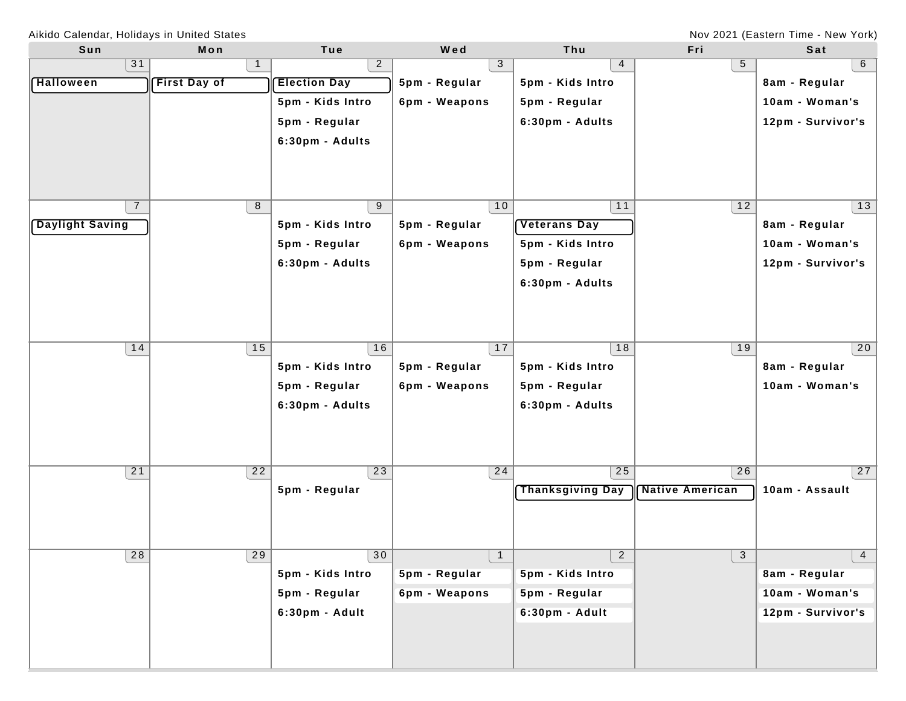Aikido Calendar, Holidays in United States

Nov 2021 (Eastern Time - New York)

| Sun | Mon | Tue | Wed | Thu | Fri | Sat |
|---|---|---|---|---|---|---|
| 31<br>Halloween | 1<br>First Day of | 2<br>Election Day<br>5pm - Kids Intro<br>5pm - Regular<br>6:30pm - Adults | 3<br>5pm - Regular<br>6pm - Weapons | 4<br>5pm - Kids Intro<br>5pm - Regular<br>6:30pm - Adults | 5 | 6<br>8am - Regular<br>10am - Woman's<br>12pm - Survivor's |
| 7<br>Daylight Saving | 8 | 9<br>5pm - Kids Intro<br>5pm - Regular<br>6:30pm - Adults | 10<br>5pm - Regular<br>6pm - Weapons | 11<br>Veterans Day<br>5pm - Kids Intro<br>5pm - Regular<br>6:30pm - Adults | 12 | 13<br>8am - Regular<br>10am - Woman's<br>12pm - Survivor's |
| 14 | 15 | 16<br>5pm - Kids Intro<br>5pm - Regular<br>6:30pm - Adults | 17<br>5pm - Regular<br>6pm - Weapons | 18<br>5pm - Kids Intro<br>5pm - Regular<br>6:30pm - Adults | 19 | 20<br>8am - Regular<br>10am - Woman's |
| 21 | 22 | 23<br>5pm - Regular | 24 | 25<br>Thanksgiving Day | 26<br>Native American | 27<br>10am - Assault |
| 28 | 29 | 30<br>5pm - Kids Intro<br>5pm - Regular<br>6:30pm - Adult | 1<br>5pm - Regular<br>6pm - Weapons | 2<br>5pm - Kids Intro<br>5pm - Regular<br>6:30pm - Adult | 3 | 4<br>8am - Regular<br>10am - Woman's<br>12pm - Survivor's |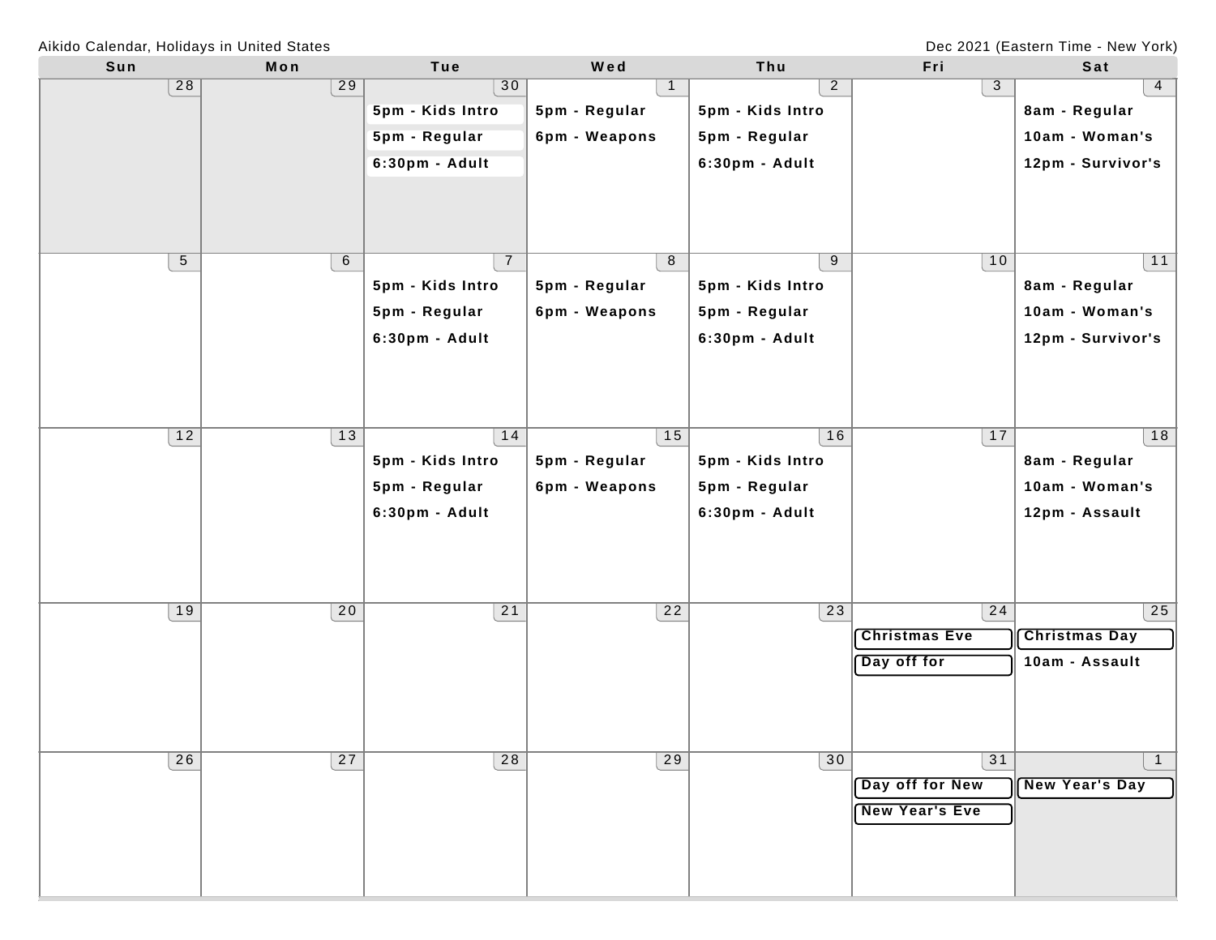Aikido Calendar, Holidays in United States

Dec 2021 (Eastern Time - New York)

| Sun | Mon | Tue | Wed | Thu | Fri | Sat |
| --- | --- | --- | --- | --- | --- | --- |
| 28 | 29 | 30<br>5pm - Kids Intro<br>5pm - Regular<br>6:30pm - Adult | 1<br>5pm - Regular<br>6pm - Weapons | 2<br>5pm - Kids Intro<br>5pm - Regular<br>6:30pm - Adult | 3 | 4<br>8am - Regular<br>10am - Woman's<br>12pm - Survivor's |
| 5 | 6 | 7<br>5pm - Kids Intro<br>5pm - Regular<br>6:30pm - Adult | 8<br>5pm - Regular<br>6pm - Weapons | 9<br>5pm - Kids Intro<br>5pm - Regular<br>6:30pm - Adult | 10 | 11<br>8am - Regular<br>10am - Woman's<br>12pm - Survivor's |
| 12 | 13 | 14<br>5pm - Kids Intro<br>5pm - Regular<br>6:30pm - Adult | 15<br>5pm - Regular<br>6pm - Weapons | 16<br>5pm - Kids Intro<br>5pm - Regular<br>6:30pm - Adult | 17 | 18<br>8am - Regular<br>10am - Woman's<br>12pm - Assault |
| 19 | 20 | 21 | 22 | 23 | 24<br>Christmas Eve<br>Day off for | 25<br>Christmas Day<br>10am - Assault |
| 26 | 27 | 28 | 29 | 30 | 31<br>Day off for New<br>New Year's Eve | 1<br>New Year's Day |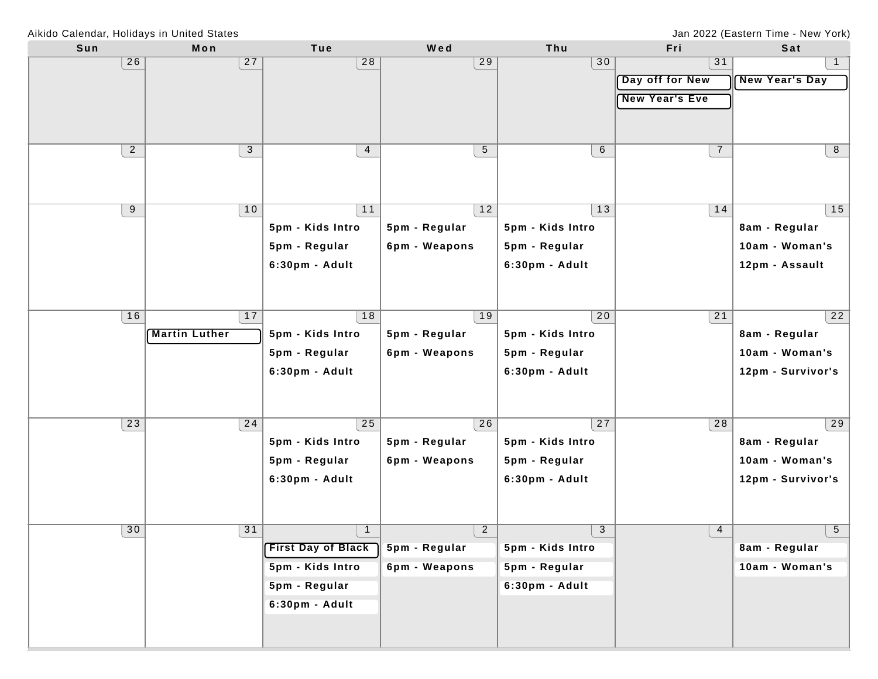Aikido Calendar, Holidays in United States

Jan 2022 (Eastern Time - New York)

| Sun | Mon | Tue | Wed | Thu | Fri | Sat |
|---|---|---|---|---|---|---|
| 26 | 27 | 28 | 29 | 30 | 31<br>Day off for New<br>New Year's Eve | 1<br>New Year's Day |
| 2 | 3 | 4 | 5 | 6 | 7 | 8 |
| 9 | 10 | 11<br>5pm - Kids Intro<br>5pm - Regular<br>6:30pm - Adult | 12<br>5pm - Regular<br>6pm - Weapons | 13<br>5pm - Kids Intro<br>5pm - Regular<br>6:30pm - Adult | 14 | 15<br>8am - Regular<br>10am - Woman's<br>12pm - Assault |
| 16 | 17<br>Martin Luther | 18<br>5pm - Kids Intro<br>5pm - Regular<br>6:30pm - Adult | 19<br>5pm - Regular<br>6pm - Weapons | 20<br>5pm - Kids Intro<br>5pm - Regular<br>6:30pm - Adult | 21 | 22<br>8am - Regular<br>10am - Woman's<br>12pm - Survivor's |
| 23 | 24 | 25<br>5pm - Kids Intro<br>5pm - Regular<br>6:30pm - Adult | 26<br>5pm - Regular<br>6pm - Weapons | 27<br>5pm - Kids Intro<br>5pm - Regular<br>6:30pm - Adult | 28 | 29<br>8am - Regular<br>10am - Woman's<br>12pm - Survivor's |
| 30 | 31 | 1<br>First Day of Black<br>5pm - Kids Intro<br>5pm - Regular<br>6:30pm - Adult | 2<br>5pm - Regular<br>6pm - Weapons | 3<br>5pm - Kids Intro<br>5pm - Regular<br>6:30pm - Adult | 4 | 5<br>8am - Regular<br>10am - Woman's |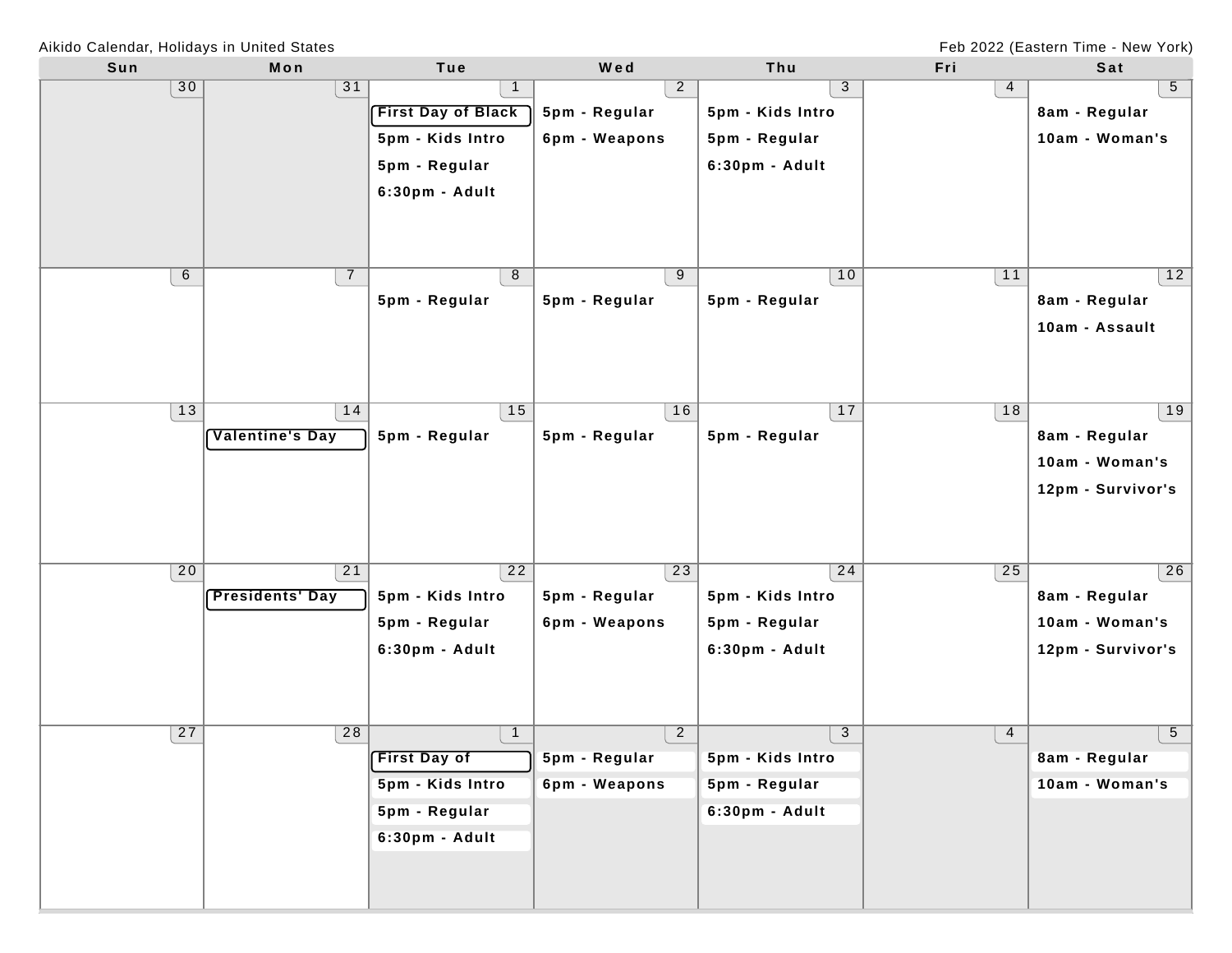Aikido Calendar, Holidays in United States

Feb 2022 (Eastern Time - New York)

| Sun | Mon | Tue | Wed | Thu | Fri | Sat |
| --- | --- | --- | --- | --- | --- | --- |
| 30 | 31 | 1<br>First Day of Black<br>5pm - Kids Intro<br>5pm - Regular<br>6:30pm - Adult | 2<br>5pm - Regular<br>6pm - Weapons | 3<br>5pm - Kids Intro<br>5pm - Regular<br>6:30pm - Adult | 4 | 5<br>8am - Regular<br>10am - Woman's |
| 6 | 7 | 8<br>5pm - Regular | 9<br>5pm - Regular | 10<br>5pm - Regular | 11 | 12<br>8am - Regular<br>10am - Assault |
| 13 | 14<br>Valentine's Day | 15<br>5pm - Regular | 16<br>5pm - Regular | 17<br>5pm - Regular | 18 | 19<br>8am - Regular<br>10am - Woman's<br>12pm - Survivor's |
| 20 | 21<br>Presidents' Day | 22<br>5pm - Kids Intro<br>5pm - Regular<br>6:30pm - Adult | 23<br>5pm - Regular<br>6pm - Weapons | 24<br>5pm - Kids Intro<br>5pm - Regular<br>6:30pm - Adult | 25 | 26<br>8am - Regular<br>10am - Woman's<br>12pm - Survivor's |
| 27 | 28 | 1<br>First Day of<br>5pm - Kids Intro<br>5pm - Regular<br>6:30pm - Adult | 2<br>5pm - Regular<br>6pm - Weapons | 3<br>5pm - Kids Intro<br>5pm - Regular<br>6:30pm - Adult | 4 | 5<br>8am - Regular<br>10am - Woman's |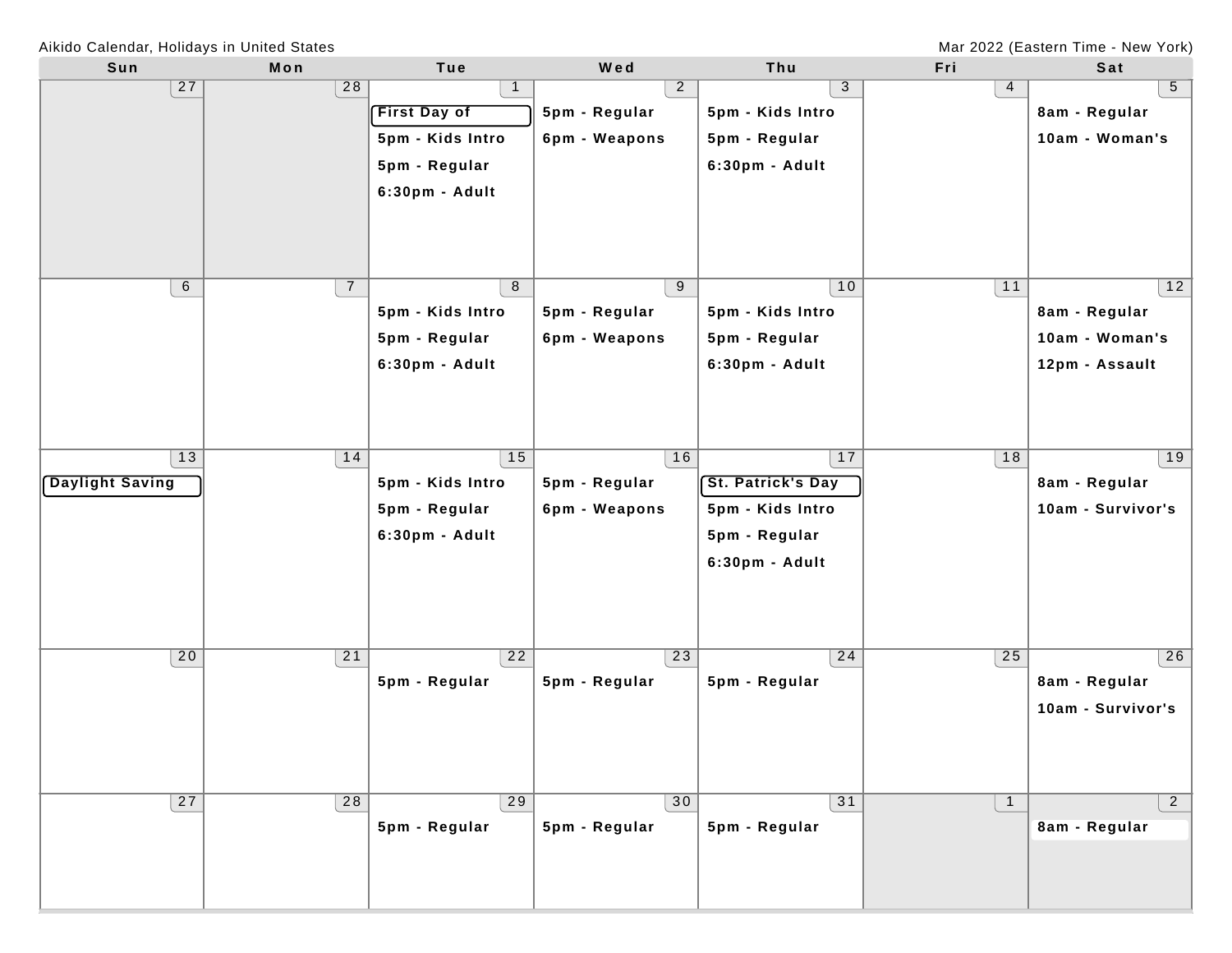Aikido Calendar, Holidays in United States

Mar 2022 (Eastern Time - New York)

| Sun | Mon | Tue | Wed | Thu | Fri | Sat |
|---|---|---|---|---|---|---|
| 27 | 28 | 1<br>**First Day of**<br>**5pm - Kids Intro**<br>**5pm - Regular**<br>**6:30pm - Adult** | 2<br>**5pm - Regular**<br>**6pm - Weapons** | 3<br>**5pm - Kids Intro**<br>**5pm - Regular**<br>**6:30pm - Adult** | 4 | 5<br>**8am - Regular**<br>**10am - Woman's** |
| 6 | 7 | 8<br>**5pm - Kids Intro**<br>**5pm - Regular**<br>**6:30pm - Adult** | 9<br>**5pm - Regular**<br>**6pm - Weapons** | 10<br>**5pm - Kids Intro**<br>**5pm - Regular**<br>**6:30pm - Adult** | 11 | 12<br>**8am - Regular**<br>**10am - Woman's**<br>**12pm - Assault** |
| 13<br>**Daylight Saving** | 14 | 15<br>**5pm - Kids Intro**<br>**5pm - Regular**<br>**6:30pm - Adult** | 16<br>**5pm - Regular**<br>**6pm - Weapons** | 17<br>**St. Patrick's Day**<br>**5pm - Kids Intro**<br>**5pm - Regular**<br>**6:30pm - Adult** | 18 | 19<br>**8am - Regular**<br>**10am - Survivor's** |
| 20 | 21 | 22<br>**5pm - Regular** | 23<br>**5pm - Regular** | 24<br>**5pm - Regular** | 25 | 26<br>**8am - Regular**<br>**10am - Survivor's** |
| 27 | 28 | 29<br>**5pm - Regular** | 30<br>**5pm - Regular** | 31<br>**5pm - Regular** | 1 | 2<br>**8am - Regular** |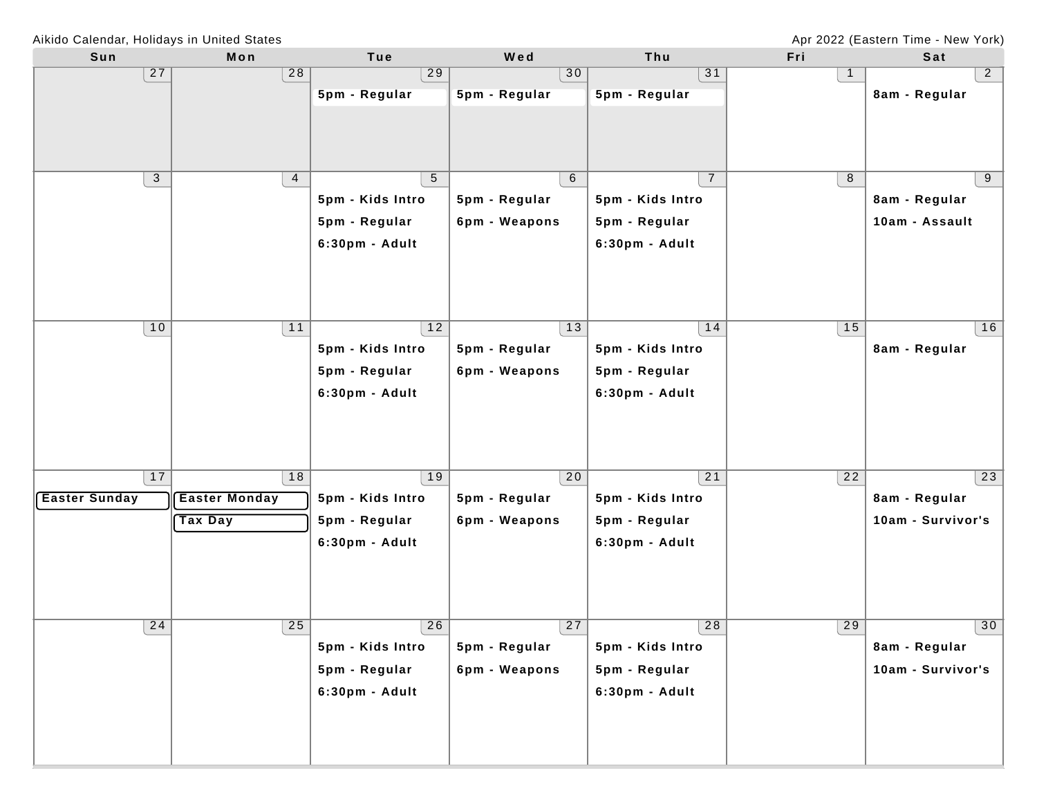Aikido Calendar, Holidays in United States

Apr 2022 (Eastern Time - New York)

| Sun | Mon | Tue | Wed | Thu | Fri | Sat |
|---|---|---|---|---|---|---|
| 27 | 28 | 29<br>5pm - Regular | 30<br>5pm - Regular | 31<br>5pm - Regular | 1 | 2<br>8am - Regular |
| 3 | 4 | 5<br>5pm - Kids Intro<br>5pm - Regular<br>6:30pm - Adult | 6<br>5pm - Regular<br>6pm - Weapons | 7<br>5pm - Kids Intro<br>5pm - Regular<br>6:30pm - Adult | 8 | 9<br>8am - Regular<br>10am - Assault |
| 10 | 11 | 12<br>5pm - Kids Intro<br>5pm - Regular<br>6:30pm - Adult | 13<br>5pm - Regular<br>6pm - Weapons | 14<br>5pm - Kids Intro<br>5pm - Regular<br>6:30pm - Adult | 15 | 16<br>8am - Regular |
| 17<br>Easter Sunday | 18<br>Easter Monday<br>Tax Day | 19<br>5pm - Kids Intro<br>5pm - Regular<br>6:30pm - Adult | 20<br>5pm - Regular<br>6pm - Weapons | 21<br>5pm - Kids Intro<br>5pm - Regular<br>6:30pm - Adult | 22 | 23<br>8am - Regular<br>10am - Survivor's |
| 24 | 25 | 26<br>5pm - Kids Intro<br>5pm - Regular<br>6:30pm - Adult | 27<br>5pm - Regular<br>6pm - Weapons | 28<br>5pm - Kids Intro<br>5pm - Regular<br>6:30pm - Adult | 29 | 30<br>8am - Regular<br>10am - Survivor's |